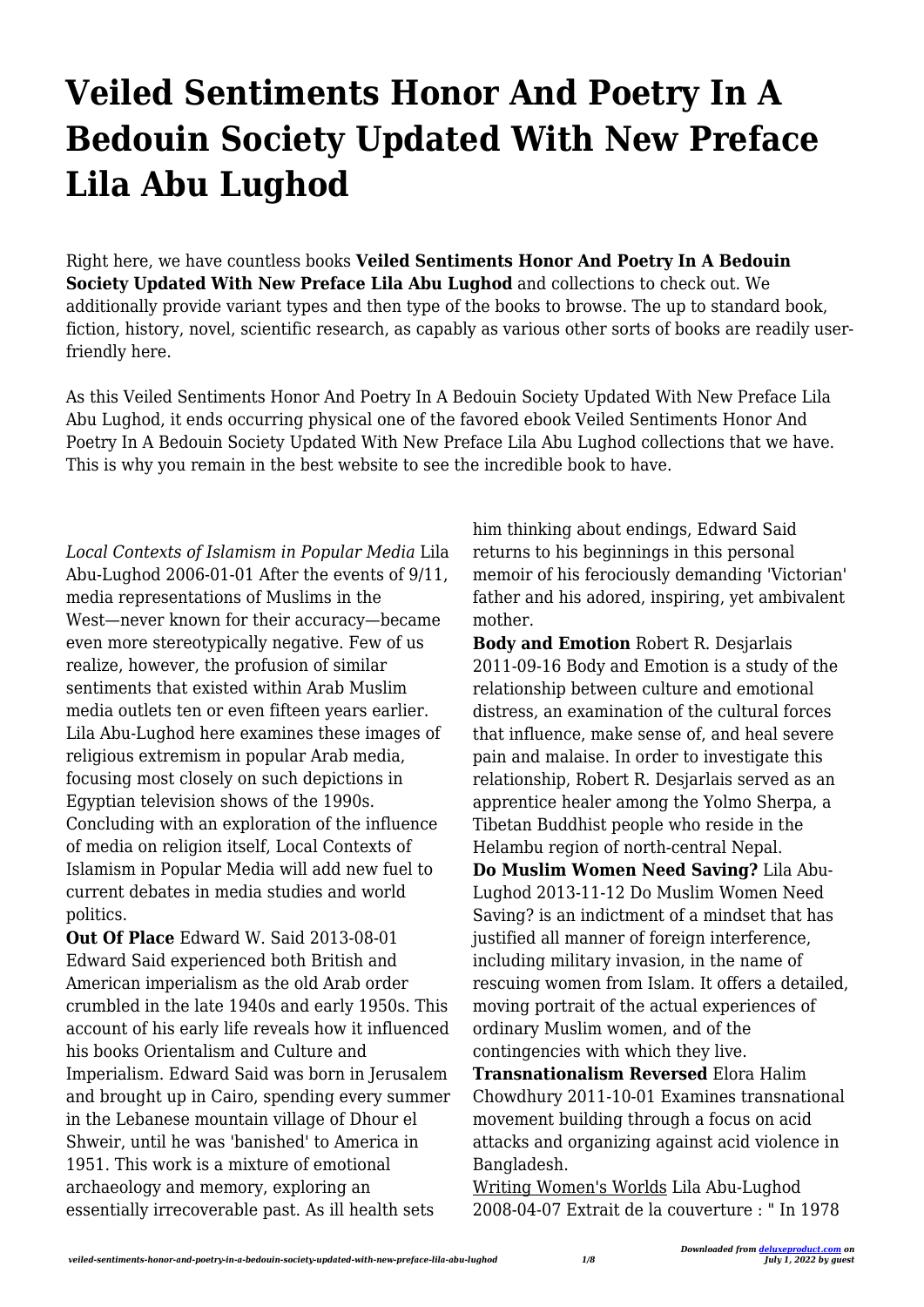# Veiled Sentiments Honor And Poetry In A Bedouin Society Updated With New Preface Lila Abu Lughod

Right here, we have countless books **Veiled Sentiments Honor And Poetry In A Bedouin Society Updated With New Preface Lila Abu Lughod** and collections to check out. We additionally provide variant types and then type of the books to browse. The up to standard book, fiction, history, novel, scientific research, as capably as various other sorts of books are readily user-friendly here.

As this Veiled Sentiments Honor And Poetry In A Bedouin Society Updated With New Preface Lila Abu Lughod, it ends occurring physical one of the favored ebook Veiled Sentiments Honor And Poetry In A Bedouin Society Updated With New Preface Lila Abu Lughod collections that we have. This is why you remain in the best website to see the incredible book to have.

*Local Contexts of Islamism in Popular Media* Lila Abu-Lughod 2006-01-01 After the events of 9/11, media representations of Muslims in the West—never known for their accuracy—became even more stereotypically negative. Few of us realize, however, the profusion of similar sentiments that existed within Arab Muslim media outlets ten or even fifteen years earlier. Lila Abu-Lughod here examines these images of religious extremism in popular Arab media, focusing most closely on such depictions in Egyptian television shows of the 1990s. Concluding with an exploration of the influence of media on religion itself, Local Contexts of Islamism in Popular Media will add new fuel to current debates in media studies and world politics.

**Out Of Place** Edward W. Said 2013-08-01 Edward Said experienced both British and American imperialism as the old Arab order crumbled in the late 1940s and early 1950s. This account of his early life reveals how it influenced his books Orientalism and Culture and Imperialism. Edward Said was born in Jerusalem and brought up in Cairo, spending every summer in the Lebanese mountain village of Dhour el Shweir, until he was 'banished' to America in 1951. This work is a mixture of emotional archaeology and memory, exploring an essentially irrecoverable past. As ill health sets him thinking about endings, Edward Said returns to his beginnings in this personal memoir of his ferociously demanding 'Victorian' father and his adored, inspiring, yet ambivalent mother.

**Body and Emotion** Robert R. Desjarlais 2011-09-16 Body and Emotion is a study of the relationship between culture and emotional distress, an examination of the cultural forces that influence, make sense of, and heal severe pain and malaise. In order to investigate this relationship, Robert R. Desjarlais served as an apprentice healer among the Yolmo Sherpa, a Tibetan Buddhist people who reside in the Helambu region of north-central Nepal.

**Do Muslim Women Need Saving?** Lila Abu-Lughod 2013-11-12 Do Muslim Women Need Saving? is an indictment of a mindset that has justified all manner of foreign interference, including military invasion, in the name of rescuing women from Islam. It offers a detailed, moving portrait of the actual experiences of ordinary Muslim women, and of the contingencies with which they live.

**Transnationalism Reversed** Elora Halim Chowdhury 2011-10-01 Examines transnational movement building through a focus on acid attacks and organizing against acid violence in Bangladesh.

Writing Women's Worlds Lila Abu-Lughod 2008-04-07 Extrait de la couverture : " In 1978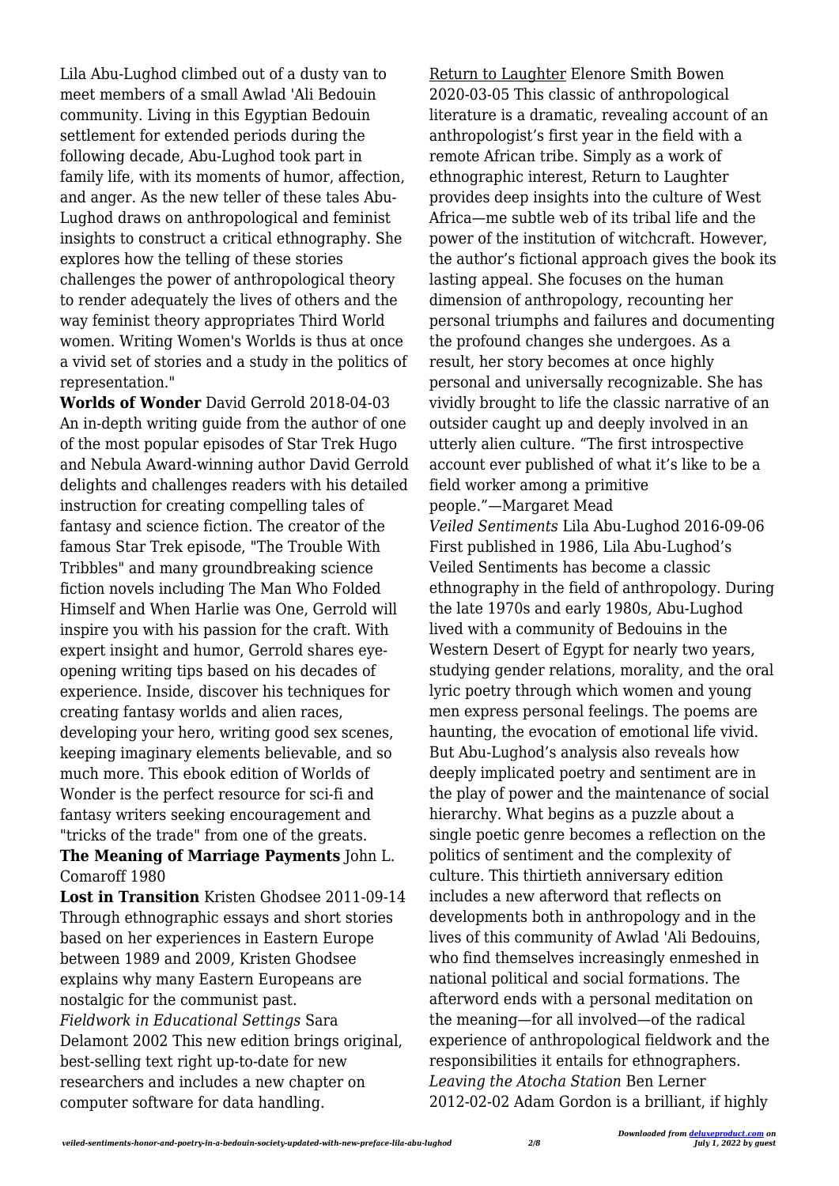Lila Abu-Lughod climbed out of a dusty van to meet members of a small Awlad 'Ali Bedouin community. Living in this Egyptian Bedouin settlement for extended periods during the following decade, Abu-Lughod took part in family life, with its moments of humor, affection, and anger. As the new teller of these tales Abu-Lughod draws on anthropological and feminist insights to construct a critical ethnography. She explores how the telling of these stories challenges the power of anthropological theory to render adequately the lives of others and the way feminist theory appropriates Third World women. Writing Women's Worlds is thus at once a vivid set of stories and a study in the politics of representation."

**Worlds of Wonder** David Gerrold 2018-04-03 An in-depth writing guide from the author of one of the most popular episodes of Star Trek Hugo and Nebula Award-winning author David Gerrold delights and challenges readers with his detailed instruction for creating compelling tales of fantasy and science fiction. The creator of the famous Star Trek episode, "The Trouble With Tribbles" and many groundbreaking science fiction novels including The Man Who Folded Himself and When Harlie was One, Gerrold will inspire you with his passion for the craft. With expert insight and humor, Gerrold shares eye-opening writing tips based on his decades of experience. Inside, discover his techniques for creating fantasy worlds and alien races, developing your hero, writing good sex scenes, keeping imaginary elements believable, and so much more. This ebook edition of Worlds of Wonder is the perfect resource for sci-fi and fantasy writers seeking encouragement and "tricks of the trade" from one of the greats.

**The Meaning of Marriage Payments** John L. Comaroff 1980

**Lost in Transition** Kristen Ghodsee 2011-09-14 Through ethnographic essays and short stories based on her experiences in Eastern Europe between 1989 and 2009, Kristen Ghodsee explains why many Eastern Europeans are nostalgic for the communist past.

*Fieldwork in Educational Settings* Sara Delamont 2002 This new edition brings original, best-selling text right up-to-date for new researchers and includes a new chapter on computer software for data handling.

Return to Laughter Elenore Smith Bowen 2020-03-05 This classic of anthropological literature is a dramatic, revealing account of an anthropologist's first year in the field with a remote African tribe. Simply as a work of ethnographic interest, Return to Laughter provides deep insights into the culture of West Africa—me subtle web of its tribal life and the power of the institution of witchcraft. However, the author's fictional approach gives the book its lasting appeal. She focuses on the human dimension of anthropology, recounting her personal triumphs and failures and documenting the profound changes she undergoes. As a result, her story becomes at once highly personal and universally recognizable. She has vividly brought to life the classic narrative of an outsider caught up and deeply involved in an utterly alien culture. "The first introspective account ever published of what it's like to be a field worker among a primitive people."—Margaret Mead

*Veiled Sentiments* Lila Abu-Lughod 2016-09-06 First published in 1986, Lila Abu-Lughod's Veiled Sentiments has become a classic ethnography in the field of anthropology. During the late 1970s and early 1980s, Abu-Lughod lived with a community of Bedouins in the Western Desert of Egypt for nearly two years, studying gender relations, morality, and the oral lyric poetry through which women and young men express personal feelings. The poems are haunting, the evocation of emotional life vivid. But Abu-Lughod's analysis also reveals how deeply implicated poetry and sentiment are in the play of power and the maintenance of social hierarchy. What begins as a puzzle about a single poetic genre becomes a reflection on the politics of sentiment and the complexity of culture. This thirtieth anniversary edition includes a new afterword that reflects on developments both in anthropology and in the lives of this community of Awlad 'Ali Bedouins, who find themselves increasingly enmeshed in national political and social formations. The afterword ends with a personal meditation on the meaning—for all involved—of the radical experience of anthropological fieldwork and the responsibilities it entails for ethnographers.

*Leaving the Atocha Station* Ben Lerner 2012-02-02 Adam Gordon is a brilliant, if highly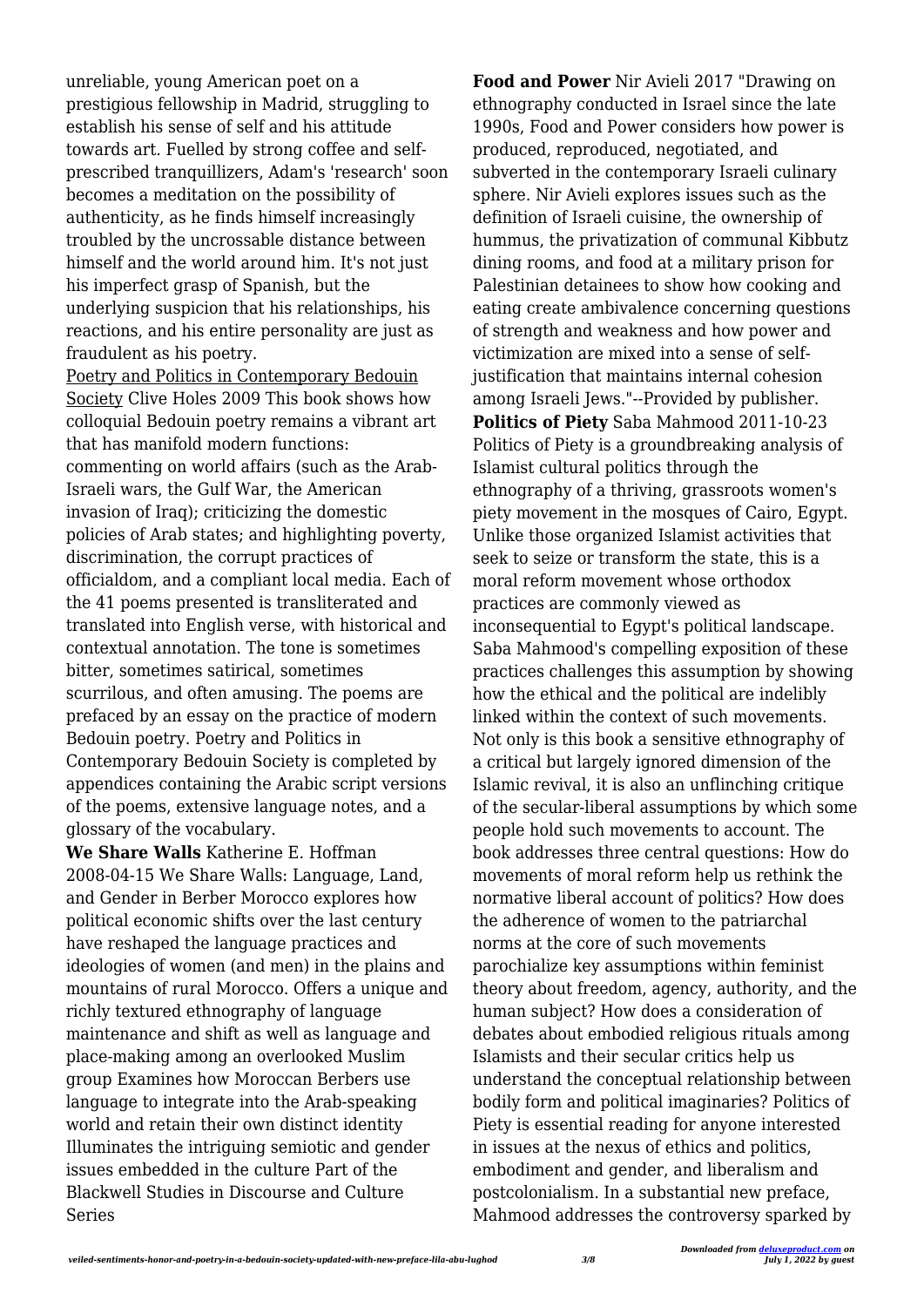unreliable, young American poet on a prestigious fellowship in Madrid, struggling to establish his sense of self and his attitude towards art. Fuelled by strong coffee and self-prescribed tranquillizers, Adam's 'research' soon becomes a meditation on the possibility of authenticity, as he finds himself increasingly troubled by the uncrossable distance between himself and the world around him. It's not just his imperfect grasp of Spanish, but the underlying suspicion that his relationships, his reactions, and his entire personality are just as fraudulent as his poetry.

Poetry and Politics in Contemporary Bedouin Society Clive Holes 2009 This book shows how colloquial Bedouin poetry remains a vibrant art that has manifold modern functions: commenting on world affairs (such as the Arab-Israeli wars, the Gulf War, the American invasion of Iraq); criticizing the domestic policies of Arab states; and highlighting poverty, discrimination, the corrupt practices of officialdom, and a compliant local media. Each of the 41 poems presented is transliterated and translated into English verse, with historical and contextual annotation. The tone is sometimes bitter, sometimes satirical, sometimes scurrilous, and often amusing. The poems are prefaced by an essay on the practice of modern Bedouin poetry. Poetry and Politics in Contemporary Bedouin Society is completed by appendices containing the Arabic script versions of the poems, extensive language notes, and a glossary of the vocabulary.

**We Share Walls** Katherine E. Hoffman 2008-04-15 We Share Walls: Language, Land, and Gender in Berber Morocco explores how political economic shifts over the last century have reshaped the language practices and ideologies of women (and men) in the plains and mountains of rural Morocco. Offers a unique and richly textured ethnography of language maintenance and shift as well as language and place-making among an overlooked Muslim group Examines how Moroccan Berbers use language to integrate into the Arab-speaking world and retain their own distinct identity Illuminates the intriguing semiotic and gender issues embedded in the culture Part of the Blackwell Studies in Discourse and Culture Series

**Food and Power** Nir Avieli 2017 "Drawing on ethnography conducted in Israel since the late 1990s, Food and Power considers how power is produced, reproduced, negotiated, and subverted in the contemporary Israeli culinary sphere. Nir Avieli explores issues such as the definition of Israeli cuisine, the ownership of hummus, the privatization of communal Kibbutz dining rooms, and food at a military prison for Palestinian detainees to show how cooking and eating create ambivalence concerning questions of strength and weakness and how power and victimization are mixed into a sense of self-justification that maintains internal cohesion among Israeli Jews."--Provided by publisher.

**Politics of Piety** Saba Mahmood 2011-10-23 Politics of Piety is a groundbreaking analysis of Islamist cultural politics through the ethnography of a thriving, grassroots women's piety movement in the mosques of Cairo, Egypt. Unlike those organized Islamist activities that seek to seize or transform the state, this is a moral reform movement whose orthodox practices are commonly viewed as inconsequential to Egypt's political landscape. Saba Mahmood's compelling exposition of these practices challenges this assumption by showing how the ethical and the political are indelibly linked within the context of such movements. Not only is this book a sensitive ethnography of a critical but largely ignored dimension of the Islamic revival, it is also an unflinching critique of the secular-liberal assumptions by which some people hold such movements to account. The book addresses three central questions: How do movements of moral reform help us rethink the normative liberal account of politics? How does the adherence of women to the patriarchal norms at the core of such movements parochialize key assumptions within feminist theory about freedom, agency, authority, and the human subject? How does a consideration of debates about embodied religious rituals among Islamists and their secular critics help us understand the conceptual relationship between bodily form and political imaginaries? Politics of Piety is essential reading for anyone interested in issues at the nexus of ethics and politics, embodiment and gender, and liberalism and postcolonialism. In a substantial new preface, Mahmood addresses the controversy sparked by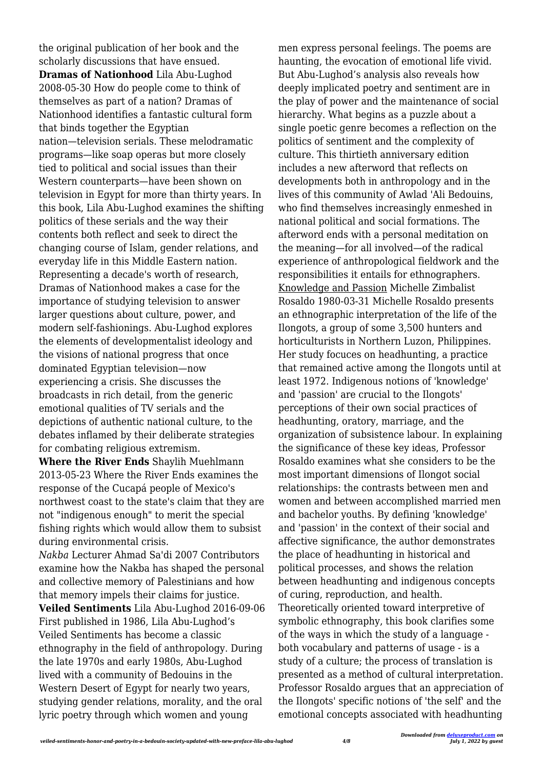the original publication of her book and the scholarly discussions that have ensued.

**Dramas of Nationhood** Lila Abu-Lughod 2008-05-30 How do people come to think of themselves as part of a nation? Dramas of Nationhood identifies a fantastic cultural form that binds together the Egyptian nation—television serials. These melodramatic programs—like soap operas but more closely tied to political and social issues than their Western counterparts—have been shown on television in Egypt for more than thirty years. In this book, Lila Abu-Lughod examines the shifting politics of these serials and the way their contents both reflect and seek to direct the changing course of Islam, gender relations, and everyday life in this Middle Eastern nation. Representing a decade's worth of research, Dramas of Nationhood makes a case for the importance of studying television to answer larger questions about culture, power, and modern self-fashionings. Abu-Lughod explores the elements of developmentalist ideology and the visions of national progress that once dominated Egyptian television—now experiencing a crisis. She discusses the broadcasts in rich detail, from the generic emotional qualities of TV serials and the depictions of authentic national culture, to the debates inflamed by their deliberate strategies for combating religious extremism.

**Where the River Ends** Shaylih Muehlmann 2013-05-23 Where the River Ends examines the response of the Cucapá people of Mexico's northwest coast to the state's claim that they are not "indigenous enough" to merit the special fishing rights which would allow them to subsist during environmental crisis.

*Nakba* Lecturer Ahmad Sa'di 2007 Contributors examine how the Nakba has shaped the personal and collective memory of Palestinians and how that memory impels their claims for justice.

**Veiled Sentiments** Lila Abu-Lughod 2016-09-06 First published in 1986, Lila Abu-Lughod's Veiled Sentiments has become a classic ethnography in the field of anthropology. During the late 1970s and early 1980s, Abu-Lughod lived with a community of Bedouins in the Western Desert of Egypt for nearly two years, studying gender relations, morality, and the oral lyric poetry through which women and young men express personal feelings. The poems are haunting, the evocation of emotional life vivid. But Abu-Lughod's analysis also reveals how deeply implicated poetry and sentiment are in the play of power and the maintenance of social hierarchy. What begins as a puzzle about a single poetic genre becomes a reflection on the politics of sentiment and the complexity of culture. This thirtieth anniversary edition includes a new afterword that reflects on developments both in anthropology and in the lives of this community of Awlad 'Ali Bedouins, who find themselves increasingly enmeshed in national political and social formations. The afterword ends with a personal meditation on the meaning—for all involved—of the radical experience of anthropological fieldwork and the responsibilities it entails for ethnographers.

Knowledge and Passion Michelle Zimbalist Rosaldo 1980-03-31 Michelle Rosaldo presents an ethnographic interpretation of the life of the Ilongots, a group of some 3,500 hunters and horticulturists in Northern Luzon, Philippines. Her study focuces on headhunting, a practice that remained active among the Ilongots until at least 1972. Indigenous notions of 'knowledge' and 'passion' are crucial to the Ilongots' perceptions of their own social practices of headhunting, oratory, marriage, and the organization of subsistence labour. In explaining the significance of these key ideas, Professor Rosaldo examines what she considers to be the most important dimensions of Ilongot social relationships: the contrasts between men and women and between accomplished married men and bachelor youths. By defining 'knowledge' and 'passion' in the context of their social and affective significance, the author demonstrates the place of headhunting in historical and political processes, and shows the relation between headhunting and indigenous concepts of curing, reproduction, and health. Theoretically oriented toward interpretive of symbolic ethnography, this book clarifies some of the ways in which the study of a language - both vocabulary and patterns of usage - is a study of a culture; the process of translation is presented as a method of cultural interpretation. Professor Rosaldo argues that an appreciation of the Ilongots' specific notions of 'the self' and the emotional concepts associated with headhunting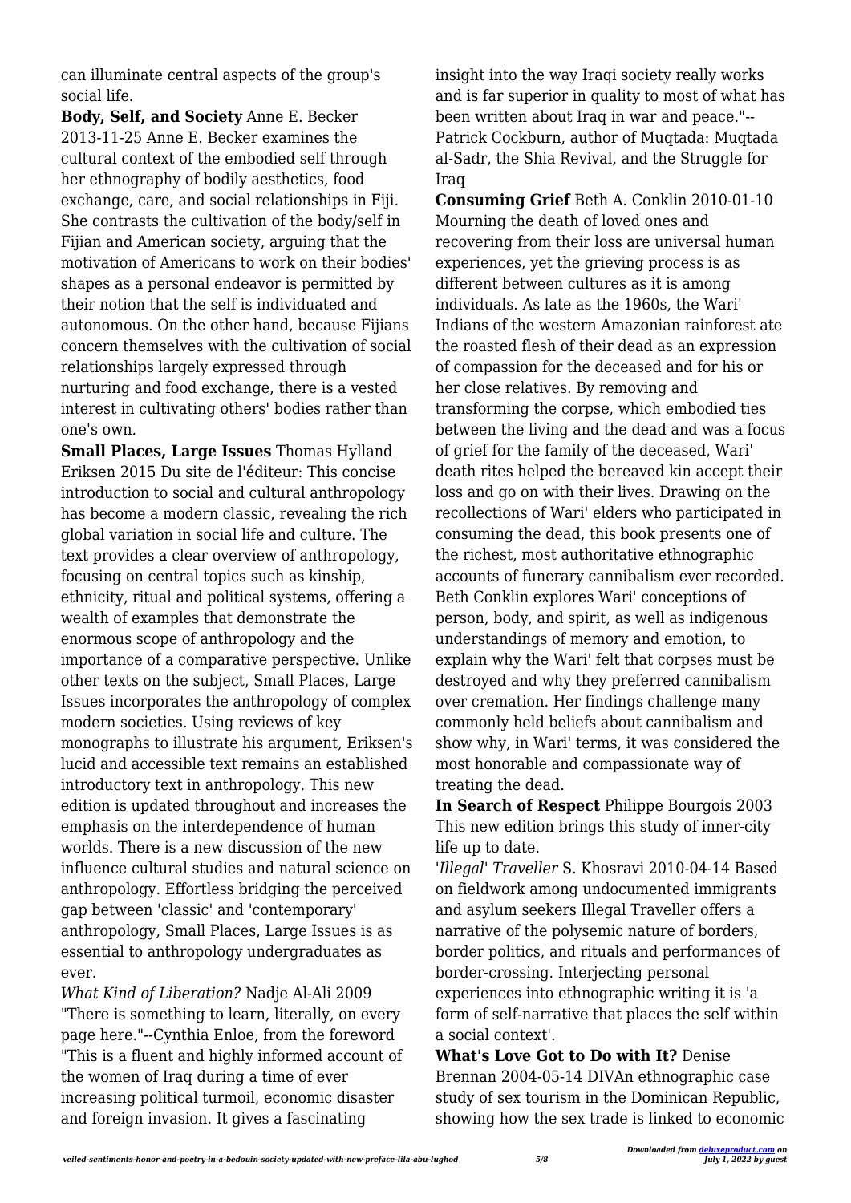can illuminate central aspects of the group's social life.

**Body, Self, and Society** Anne E. Becker 2013-11-25 Anne E. Becker examines the cultural context of the embodied self through her ethnography of bodily aesthetics, food exchange, care, and social relationships in Fiji. She contrasts the cultivation of the body/self in Fijian and American society, arguing that the motivation of Americans to work on their bodies' shapes as a personal endeavor is permitted by their notion that the self is individuated and autonomous. On the other hand, because Fijians concern themselves with the cultivation of social relationships largely expressed through nurturing and food exchange, there is a vested interest in cultivating others' bodies rather than one's own.

**Small Places, Large Issues** Thomas Hylland Eriksen 2015 Du site de l'éditeur: This concise introduction to social and cultural anthropology has become a modern classic, revealing the rich global variation in social life and culture. The text provides a clear overview of anthropology, focusing on central topics such as kinship, ethnicity, ritual and political systems, offering a wealth of examples that demonstrate the enormous scope of anthropology and the importance of a comparative perspective. Unlike other texts on the subject, Small Places, Large Issues incorporates the anthropology of complex modern societies. Using reviews of key monographs to illustrate his argument, Eriksen's lucid and accessible text remains an established introductory text in anthropology. This new edition is updated throughout and increases the emphasis on the interdependence of human worlds. There is a new discussion of the new influence cultural studies and natural science on anthropology. Effortless bridging the perceived gap between 'classic' and 'contemporary' anthropology, Small Places, Large Issues is as essential to anthropology undergraduates as ever.

*What Kind of Liberation?* Nadje Al-Ali 2009 "There is something to learn, literally, on every page here."--Cynthia Enloe, from the foreword "This is a fluent and highly informed account of the women of Iraq during a time of ever increasing political turmoil, economic disaster and foreign invasion. It gives a fascinating insight into the way Iraqi society really works and is far superior in quality to most of what has been written about Iraq in war and peace."--Patrick Cockburn, author of Muqtada: Muqtada al-Sadr, the Shia Revival, and the Struggle for Iraq

**Consuming Grief** Beth A. Conklin 2010-01-10 Mourning the death of loved ones and recovering from their loss are universal human experiences, yet the grieving process is as different between cultures as it is among individuals. As late as the 1960s, the Wari' Indians of the western Amazonian rainforest ate the roasted flesh of their dead as an expression of compassion for the deceased and for his or her close relatives. By removing and transforming the corpse, which embodied ties between the living and the dead and was a focus of grief for the family of the deceased, Wari' death rites helped the bereaved kin accept their loss and go on with their lives. Drawing on the recollections of Wari' elders who participated in consuming the dead, this book presents one of the richest, most authoritative ethnographic accounts of funerary cannibalism ever recorded. Beth Conklin explores Wari' conceptions of person, body, and spirit, as well as indigenous understandings of memory and emotion, to explain why the Wari' felt that corpses must be destroyed and why they preferred cannibalism over cremation. Her findings challenge many commonly held beliefs about cannibalism and show why, in Wari' terms, it was considered the most honorable and compassionate way of treating the dead.

**In Search of Respect** Philippe Bourgois 2003 This new edition brings this study of inner-city life up to date.

*'Illegal' Traveller* S. Khosravi 2010-04-14 Based on fieldwork among undocumented immigrants and asylum seekers Illegal Traveller offers a narrative of the polysemic nature of borders, border politics, and rituals and performances of border-crossing. Interjecting personal experiences into ethnographic writing it is 'a form of self-narrative that places the self within a social context'.

**What's Love Got to Do with It?** Denise Brennan 2004-05-14 DIVAn ethnographic case study of sex tourism in the Dominican Republic, showing how the sex trade is linked to economic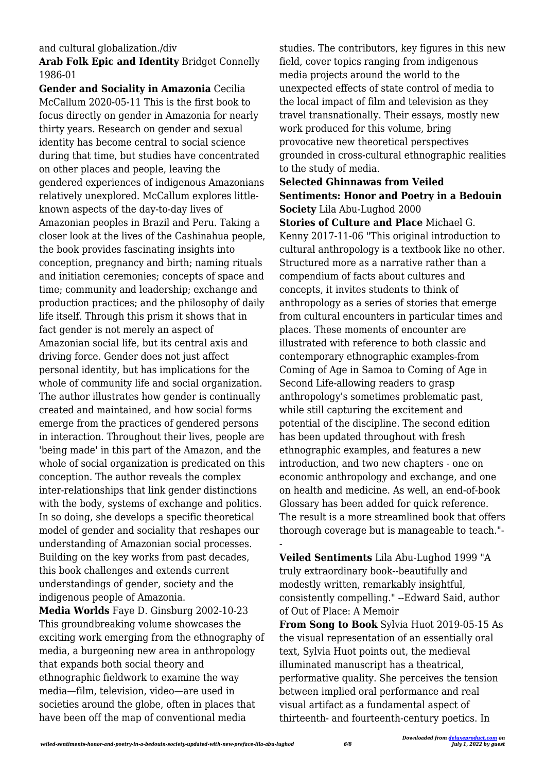and cultural globalization./div

**Arab Folk Epic and Identity** Bridget Connelly 1986-01

**Gender and Sociality in Amazonia** Cecilia McCallum 2020-05-11 This is the first book to focus directly on gender in Amazonia for nearly thirty years. Research on gender and sexual identity has become central to social science during that time, but studies have concentrated on other places and people, leaving the gendered experiences of indigenous Amazonians relatively unexplored. McCallum explores little-known aspects of the day-to-day lives of Amazonian peoples in Brazil and Peru. Taking a closer look at the lives of the Cashinahua people, the book provides fascinating insights into conception, pregnancy and birth; naming rituals and initiation ceremonies; concepts of space and time; community and leadership; exchange and production practices; and the philosophy of daily life itself. Through this prism it shows that in fact gender is not merely an aspect of Amazonian social life, but its central axis and driving force. Gender does not just affect personal identity, but has implications for the whole of community life and social organization. The author illustrates how gender is continually created and maintained, and how social forms emerge from the practices of gendered persons in interaction. Throughout their lives, people are 'being made' in this part of the Amazon, and the whole of social organization is predicated on this conception. The author reveals the complex inter-relationships that link gender distinctions with the body, systems of exchange and politics. In so doing, she develops a specific theoretical model of gender and sociality that reshapes our understanding of Amazonian social processes. Building on the key works from past decades, this book challenges and extends current understandings of gender, society and the indigenous people of Amazonia.

**Media Worlds** Faye D. Ginsburg 2002-10-23 This groundbreaking volume showcases the exciting work emerging from the ethnography of media, a burgeoning new area in anthropology that expands both social theory and ethnographic fieldwork to examine the way media—film, television, video—are used in societies around the globe, often in places that have been off the map of conventional media studies. The contributors, key figures in this new field, cover topics ranging from indigenous media projects around the world to the unexpected effects of state control of media to the local impact of film and television as they travel transnationally. Their essays, mostly new work produced for this volume, bring provocative new theoretical perspectives grounded in cross-cultural ethnographic realities to the study of media.

**Selected Ghinnawas from Veiled Sentiments: Honor and Poetry in a Bedouin Society** Lila Abu-Lughod 2000

**Stories of Culture and Place** Michael G. Kenny 2017-11-06 "This original introduction to cultural anthropology is a textbook like no other. Structured more as a narrative rather than a compendium of facts about cultures and concepts, it invites students to think of anthropology as a series of stories that emerge from cultural encounters in particular times and places. These moments of encounter are illustrated with reference to both classic and contemporary ethnographic examples-from Coming of Age in Samoa to Coming of Age in Second Life-allowing readers to grasp anthropology's sometimes problematic past, while still capturing the excitement and potential of the discipline. The second edition has been updated throughout with fresh ethnographic examples, and features a new introduction, and two new chapters - one on economic anthropology and exchange, and one on health and medicine. As well, an end-of-book Glossary has been added for quick reference. The result is a more streamlined book that offers thorough coverage but is manageable to teach."--

**Veiled Sentiments** Lila Abu-Lughod 1999 "A truly extraordinary book--beautifully and modestly written, remarkably insightful, consistently compelling." --Edward Said, author of Out of Place: A Memoir

**From Song to Book** Sylvia Huot 2019-05-15 As the visual representation of an essentially oral text, Sylvia Huot points out, the medieval illuminated manuscript has a theatrical, performative quality. She perceives the tension between implied oral performance and real visual artifact as a fundamental aspect of thirteenth- and fourteenth-century poetics. In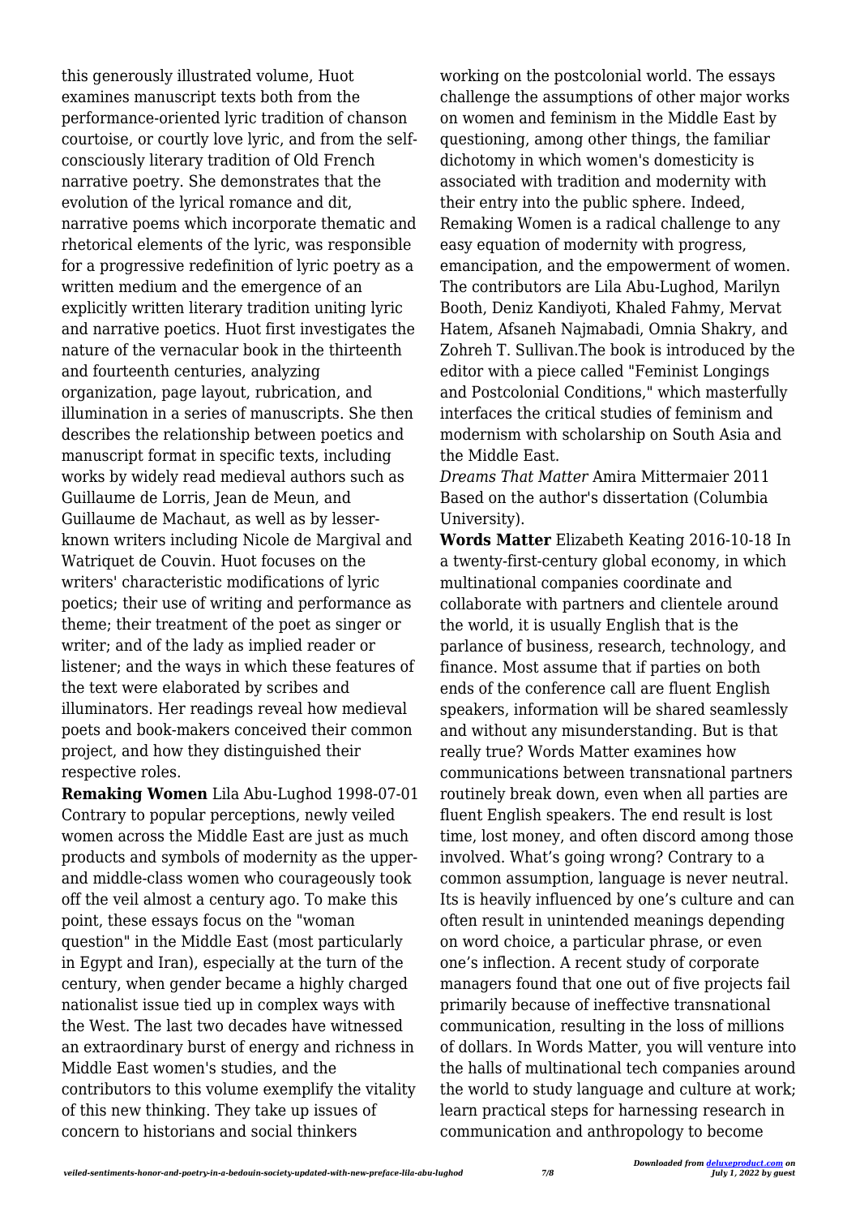this generously illustrated volume, Huot examines manuscript texts both from the performance-oriented lyric tradition of chanson courtoise, or courtly love lyric, and from the self-consciously literary tradition of Old French narrative poetry. She demonstrates that the evolution of the lyrical romance and dit, narrative poems which incorporate thematic and rhetorical elements of the lyric, was responsible for a progressive redefinition of lyric poetry as a written medium and the emergence of an explicitly written literary tradition uniting lyric and narrative poetics. Huot first investigates the nature of the vernacular book in the thirteenth and fourteenth centuries, analyzing organization, page layout, rubrication, and illumination in a series of manuscripts. She then describes the relationship between poetics and manuscript format in specific texts, including works by widely read medieval authors such as Guillaume de Lorris, Jean de Meun, and Guillaume de Machaut, as well as by lesser-known writers including Nicole de Margival and Watriquet de Couvin. Huot focuses on the writers' characteristic modifications of lyric poetics; their use of writing and performance as theme; their treatment of the poet as singer or writer; and of the lady as implied reader or listener; and the ways in which these features of the text were elaborated by scribes and illuminators. Her readings reveal how medieval poets and book-makers conceived their common project, and how they distinguished their respective roles.

**Remaking Women** Lila Abu-Lughod 1998-07-01 Contrary to popular perceptions, newly veiled women across the Middle East are just as much products and symbols of modernity as the upper- and middle-class women who courageously took off the veil almost a century ago. To make this point, these essays focus on the "woman question" in the Middle East (most particularly in Egypt and Iran), especially at the turn of the century, when gender became a highly charged nationalist issue tied up in complex ways with the West. The last two decades have witnessed an extraordinary burst of energy and richness in Middle East women's studies, and the contributors to this volume exemplify the vitality of this new thinking. They take up issues of concern to historians and social thinkers working on the postcolonial world. The essays challenge the assumptions of other major works on women and feminism in the Middle East by questioning, among other things, the familiar dichotomy in which women's domesticity is associated with tradition and modernity with their entry into the public sphere. Indeed, Remaking Women is a radical challenge to any easy equation of modernity with progress, emancipation, and the empowerment of women. The contributors are Lila Abu-Lughod, Marilyn Booth, Deniz Kandiyoti, Khaled Fahmy, Mervat Hatem, Afsaneh Najmabadi, Omnia Shakry, and Zohreh T. Sullivan.The book is introduced by the editor with a piece called "Feminist Longings and Postcolonial Conditions," which masterfully interfaces the critical studies of feminism and modernism with scholarship on South Asia and the Middle East.

*Dreams That Matter* Amira Mittermaier 2011 Based on the author's dissertation (Columbia University).

**Words Matter** Elizabeth Keating 2016-10-18 In a twenty-first-century global economy, in which multinational companies coordinate and collaborate with partners and clientele around the world, it is usually English that is the parlance of business, research, technology, and finance. Most assume that if parties on both ends of the conference call are fluent English speakers, information will be shared seamlessly and without any misunderstanding. But is that really true? Words Matter examines how communications between transnational partners routinely break down, even when all parties are fluent English speakers. The end result is lost time, lost money, and often discord among those involved. What's going wrong? Contrary to a common assumption, language is never neutral. Its is heavily influenced by one's culture and can often result in unintended meanings depending on word choice, a particular phrase, or even one's inflection. A recent study of corporate managers found that one out of five projects fail primarily because of ineffective transnational communication, resulting in the loss of millions of dollars. In Words Matter, you will venture into the halls of multinational tech companies around the world to study language and culture at work; learn practical steps for harnessing research in communication and anthropology to become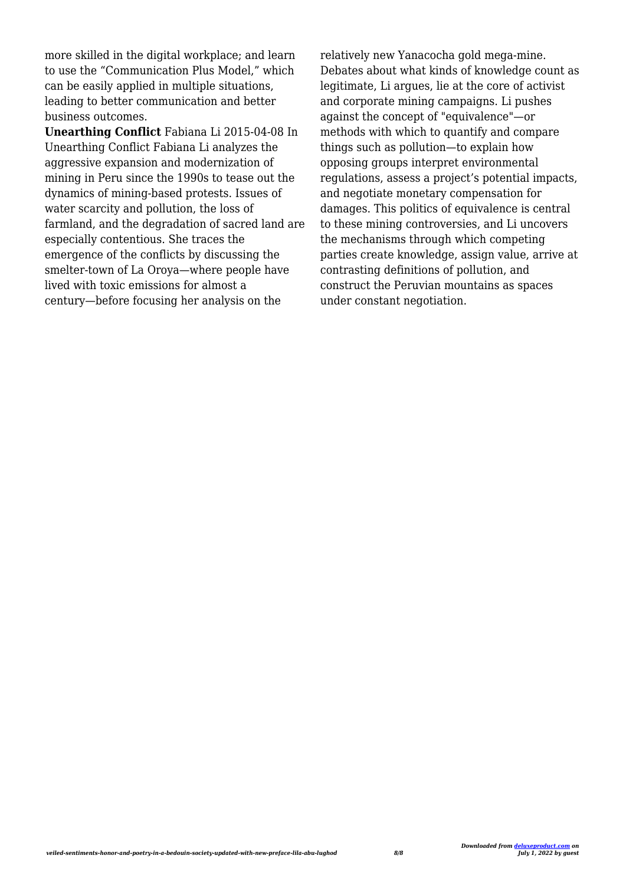more skilled in the digital workplace; and learn to use the "Communication Plus Model," which can be easily applied in multiple situations, leading to better communication and better business outcomes.

**Unearthing Conflict** Fabiana Li 2015-04-08 In Unearthing Conflict Fabiana Li analyzes the aggressive expansion and modernization of mining in Peru since the 1990s to tease out the dynamics of mining-based protests. Issues of water scarcity and pollution, the loss of farmland, and the degradation of sacred land are especially contentious. She traces the emergence of the conflicts by discussing the smelter-town of La Oroya—where people have lived with toxic emissions for almost a century—before focusing her analysis on the relatively new Yanacocha gold mega-mine. Debates about what kinds of knowledge count as legitimate, Li argues, lie at the core of activist and corporate mining campaigns. Li pushes against the concept of "equivalence"—or methods with which to quantify and compare things such as pollution—to explain how opposing groups interpret environmental regulations, assess a project's potential impacts, and negotiate monetary compensation for damages. This politics of equivalence is central to these mining controversies, and Li uncovers the mechanisms through which competing parties create knowledge, assign value, arrive at contrasting definitions of pollution, and construct the Peruvian mountains as spaces under constant negotiation.